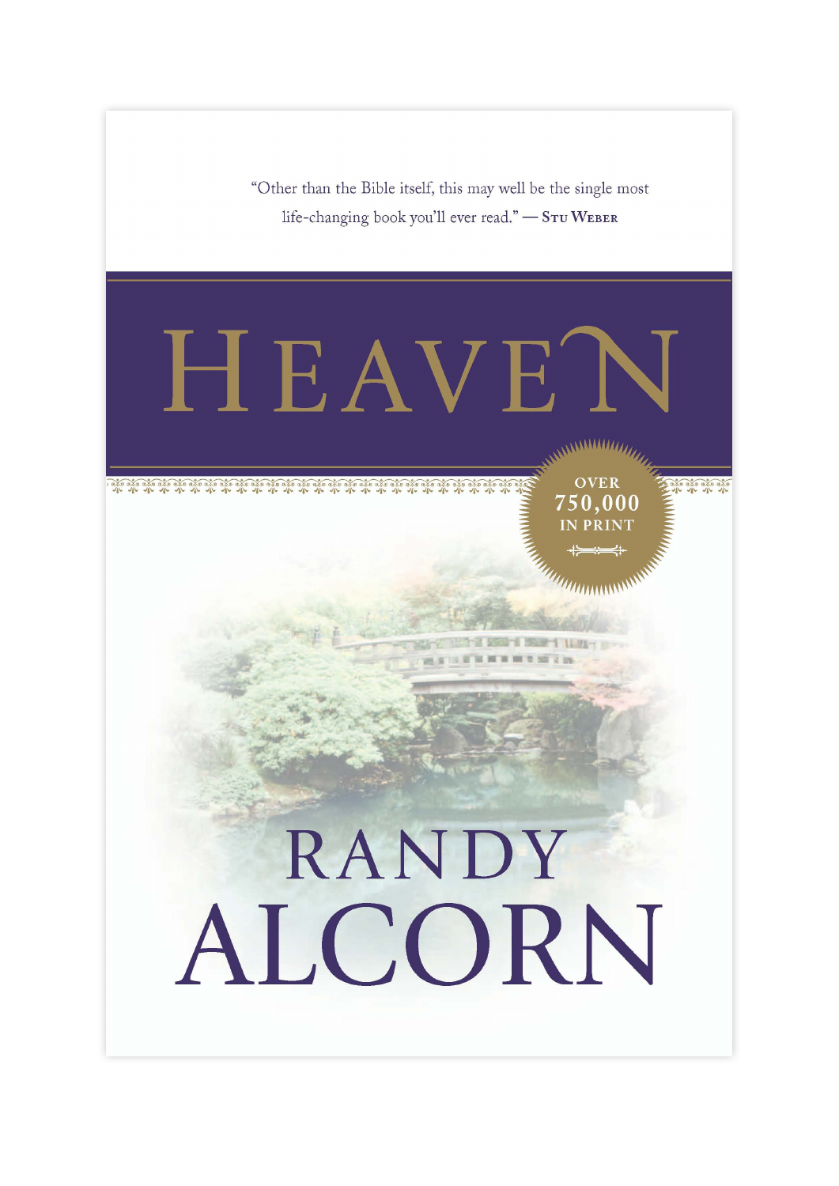"Other than the Bible itself, this may well be the single most life-changing book you'll ever read." — Stu Weber

# HEAVEN

OVER 750,000 IN PRINT

## RANDY ALCORN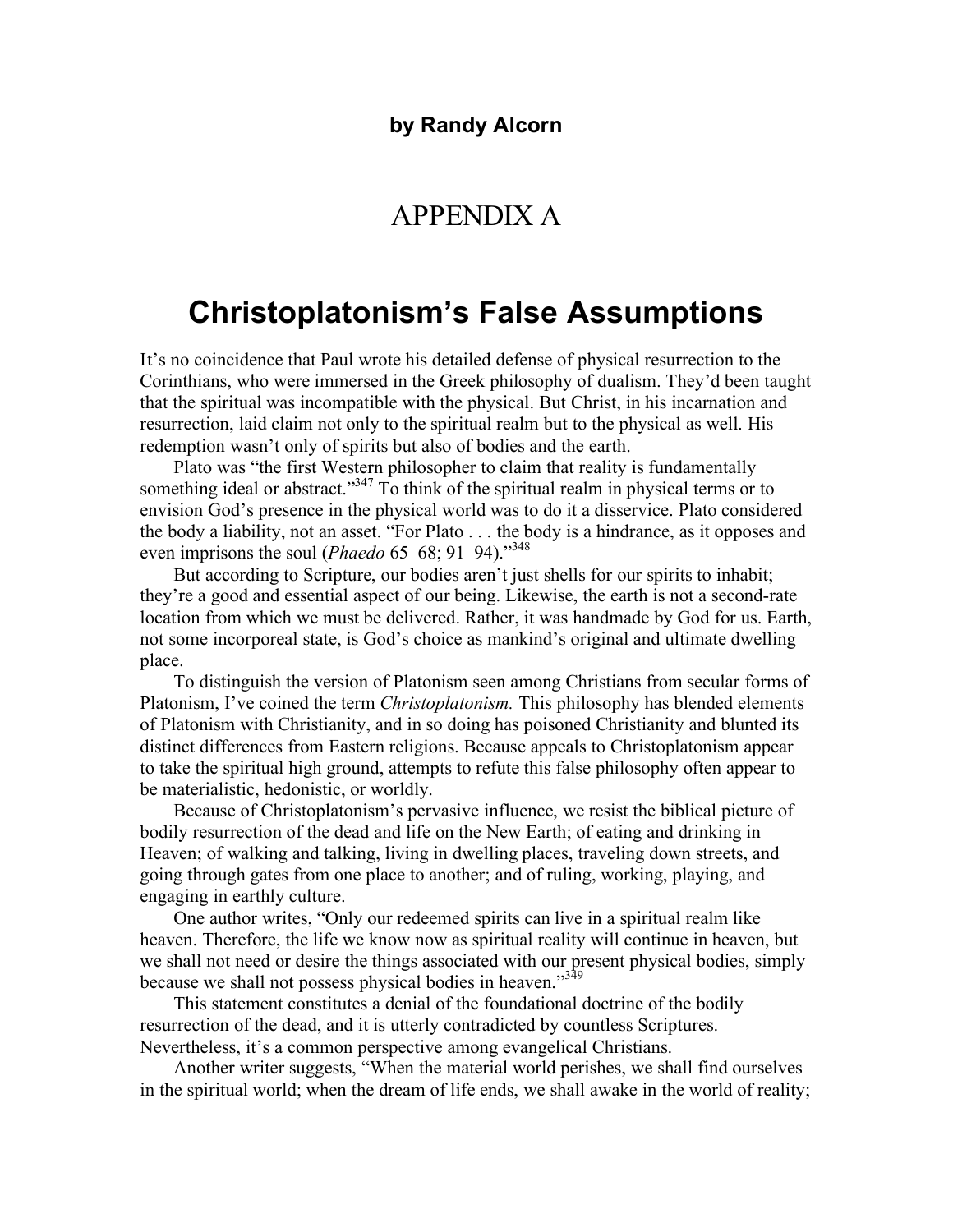**by Randy Alcorn**

# APPENDIX A

# Christoplatonism's False Assumptions

It's no coincidence that Paul wrote his detailed defense of physical resurrection to the Corinthians, who were immersed in the Greek philosophy of dualism. They'd been taught that the spiritual was incompatible with the physical. But Christ, in his incarnation and resurrection, laid claim not only to the spiritual realm but to the physical as well. His redemption wasn't only of spirits but also of bodies and the earth.

Plato was "the first Western philosopher to claim that reality is fundamentally something ideal or abstract."[347] To think of the spiritual realm in physical terms or to envision God's presence in the physical world was to do it a disservice. Plato considered the body a liability, not an asset. "For Plato . . . the body is a hindrance, as it opposes and even imprisons the soul (*Phaedo* 65–68; 91–94)."[348]

But according to Scripture, our bodies aren't just shells for our spirits to inhabit; they're a good and essential aspect of our being. Likewise, the earth is not a second-rate location from which we must be delivered. Rather, it was handmade by God for us. Earth, not some incorporeal state, is God's choice as mankind's original and ultimate dwelling place.

To distinguish the version of Platonism seen among Christians from secular forms of Platonism, I've coined the term *Christoplatonism.* This philosophy has blended elements of Platonism with Christianity, and in so doing has poisoned Christianity and blunted its distinct differences from Eastern religions. Because appeals to Christoplatonism appear to take the spiritual high ground, attempts to refute this false philosophy often appear to be materialistic, hedonistic, or worldly.

Because of Christoplatonism's pervasive influence, we resist the biblical picture of bodily resurrection of the dead and life on the New Earth; of eating and drinking in Heaven; of walking and talking, living in dwelling places, traveling down streets, and going through gates from one place to another; and of ruling, working, playing, and engaging in earthly culture.

One author writes, "Only our redeemed spirits can live in a spiritual realm like heaven. Therefore, the life we know now as spiritual reality will continue in heaven, but we shall not need or desire the things associated with our present physical bodies, simply because we shall not possess physical bodies in heaven."[349]

This statement constitutes a denial of the foundational doctrine of the bodily resurrection of the dead, and it is utterly contradicted by countless Scriptures. Nevertheless, it's a common perspective among evangelical Christians.

Another writer suggests, "When the material world perishes, we shall find ourselves in the spiritual world; when the dream of life ends, we shall awake in the world of reality;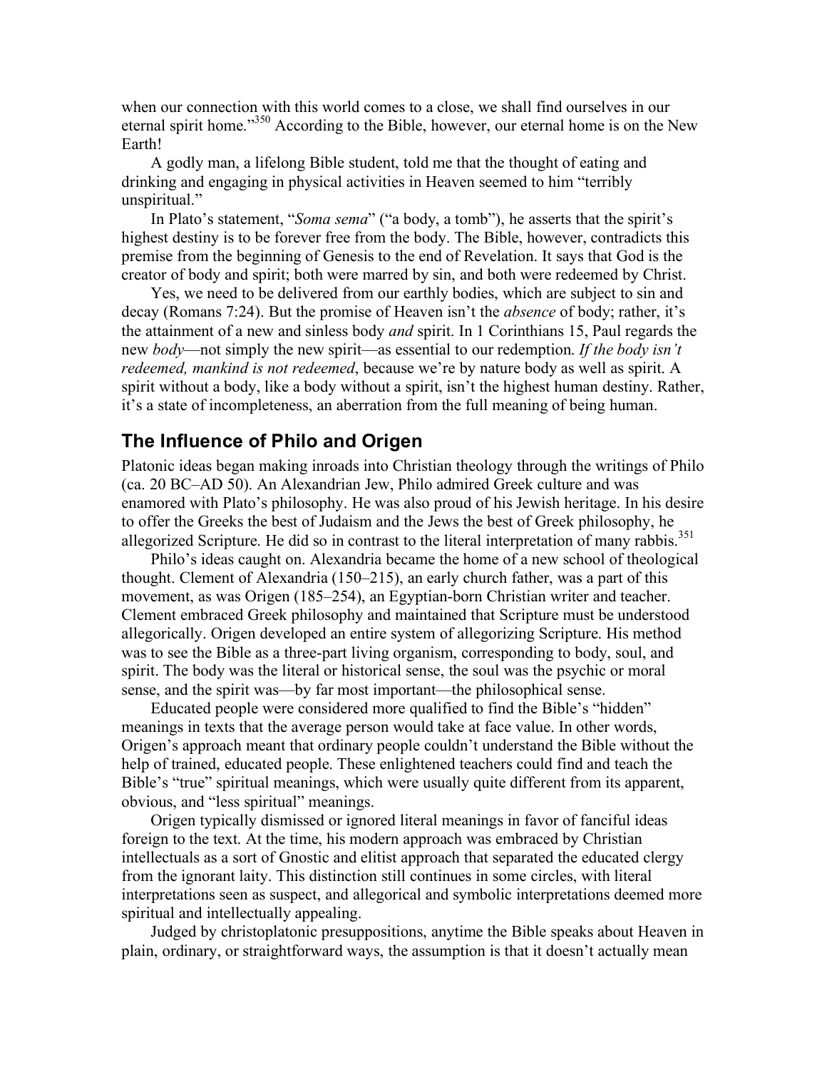when our connection with this world comes to a close, we shall find ourselves in our eternal spirit home."[350] According to the Bible, however, our eternal home is on the New Earth!

A godly man, a lifelong Bible student, told me that the thought of eating and drinking and engaging in physical activities in Heaven seemed to him "terribly unspiritual."

In Plato's statement, "*Soma sema*" ("a body, a tomb"), he asserts that the spirit's highest destiny is to be forever free from the body. The Bible, however, contradicts this premise from the beginning of Genesis to the end of Revelation. It says that God is the creator of body and spirit; both were marred by sin, and both were redeemed by Christ.

Yes, we need to be delivered from our earthly bodies, which are subject to sin and decay (Romans 7:24). But the promise of Heaven isn't the *absence* of body; rather, it's the attainment of a new and sinless body *and* spirit. In 1 Corinthians 15, Paul regards the new *body*—not simply the new spirit—as essential to our redemption. *If the body isn't redeemed, mankind is not redeemed*, because we're by nature body as well as spirit. A spirit without a body, like a body without a spirit, isn't the highest human destiny. Rather, it's a state of incompleteness, an aberration from the full meaning of being human.

## The Influence of Philo and Origen

Platonic ideas began making inroads into Christian theology through the writings of Philo (ca. 20 BC–AD 50). An Alexandrian Jew, Philo admired Greek culture and was enamored with Plato's philosophy. He was also proud of his Jewish heritage. In his desire to offer the Greeks the best of Judaism and the Jews the best of Greek philosophy, he allegorized Scripture. He did so in contrast to the literal interpretation of many rabbis.[351]

Philo's ideas caught on. Alexandria became the home of a new school of theological thought. Clement of Alexandria (150–215), an early church father, was a part of this movement, as was Origen (185–254), an Egyptian-born Christian writer and teacher. Clement embraced Greek philosophy and maintained that Scripture must be understood allegorically. Origen developed an entire system of allegorizing Scripture. His method was to see the Bible as a three-part living organism, corresponding to body, soul, and spirit. The body was the literal or historical sense, the soul was the psychic or moral sense, and the spirit was—by far most important—the philosophical sense.

Educated people were considered more qualified to find the Bible's "hidden" meanings in texts that the average person would take at face value. In other words, Origen's approach meant that ordinary people couldn't understand the Bible without the help of trained, educated people. These enlightened teachers could find and teach the Bible's "true" spiritual meanings, which were usually quite different from its apparent, obvious, and "less spiritual" meanings.

Origen typically dismissed or ignored literal meanings in favor of fanciful ideas foreign to the text. At the time, his modern approach was embraced by Christian intellectuals as a sort of Gnostic and elitist approach that separated the educated clergy from the ignorant laity. This distinction still continues in some circles, with literal interpretations seen as suspect, and allegorical and symbolic interpretations deemed more spiritual and intellectually appealing.

Judged by christoplatonic presuppositions, anytime the Bible speaks about Heaven in plain, ordinary, or straightforward ways, the assumption is that it doesn't actually mean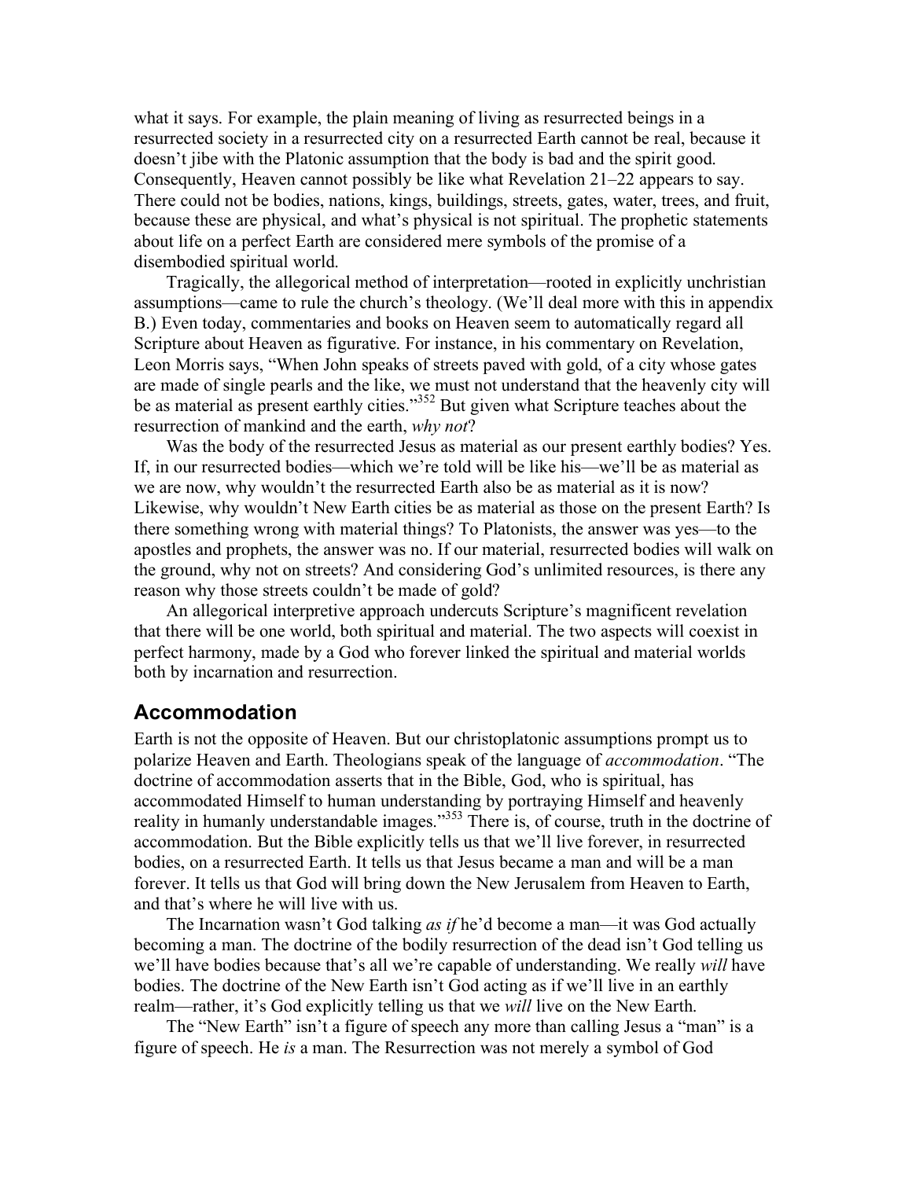what it says. For example, the plain meaning of living as resurrected beings in a resurrected society in a resurrected city on a resurrected Earth cannot be real, because it doesn't jibe with the Platonic assumption that the body is bad and the spirit good. Consequently, Heaven cannot possibly be like what Revelation 21–22 appears to say. There could not be bodies, nations, kings, buildings, streets, gates, water, trees, and fruit, because these are physical, and what's physical is not spiritual. The prophetic statements about life on a perfect Earth are considered mere symbols of the promise of a disembodied spiritual world.

Tragically, the allegorical method of interpretation—rooted in explicitly unchristian assumptions—came to rule the church's theology. (We'll deal more with this in appendix B.) Even today, commentaries and books on Heaven seem to automatically regard all Scripture about Heaven as figurative. For instance, in his commentary on Revelation, Leon Morris says, "When John speaks of streets paved with gold, of a city whose gates are made of single pearls and the like, we must not understand that the heavenly city will be as material as present earthly cities."[352] But given what Scripture teaches about the resurrection of mankind and the earth, *why not*?

Was the body of the resurrected Jesus as material as our present earthly bodies? Yes. If, in our resurrected bodies—which we're told will be like his—we'll be as material as we are now, why wouldn't the resurrected Earth also be as material as it is now? Likewise, why wouldn't New Earth cities be as material as those on the present Earth? Is there something wrong with material things? To Platonists, the answer was yes—to the apostles and prophets, the answer was no. If our material, resurrected bodies will walk on the ground, why not on streets? And considering God's unlimited resources, is there any reason why those streets couldn't be made of gold?

An allegorical interpretive approach undercuts Scripture's magnificent revelation that there will be one world, both spiritual and material. The two aspects will coexist in perfect harmony, made by a God who forever linked the spiritual and material worlds both by incarnation and resurrection.

## Accommodation

Earth is not the opposite of Heaven. But our christoplatonic assumptions prompt us to polarize Heaven and Earth. Theologians speak of the language of *accommodation*. "The doctrine of accommodation asserts that in the Bible, God, who is spiritual, has accommodated Himself to human understanding by portraying Himself and heavenly reality in humanly understandable images."[353] There is, of course, truth in the doctrine of accommodation. But the Bible explicitly tells us that we'll live forever, in resurrected bodies, on a resurrected Earth. It tells us that Jesus became a man and will be a man forever. It tells us that God will bring down the New Jerusalem from Heaven to Earth, and that's where he will live with us.

The Incarnation wasn't God talking *as if* he'd become a man—it was God actually becoming a man. The doctrine of the bodily resurrection of the dead isn't God telling us we'll have bodies because that's all we're capable of understanding. We really *will* have bodies. The doctrine of the New Earth isn't God acting as if we'll live in an earthly realm—rather, it's God explicitly telling us that we *will* live on the New Earth.

The "New Earth" isn't a figure of speech any more than calling Jesus a "man" is a figure of speech. He *is* a man. The Resurrection was not merely a symbol of God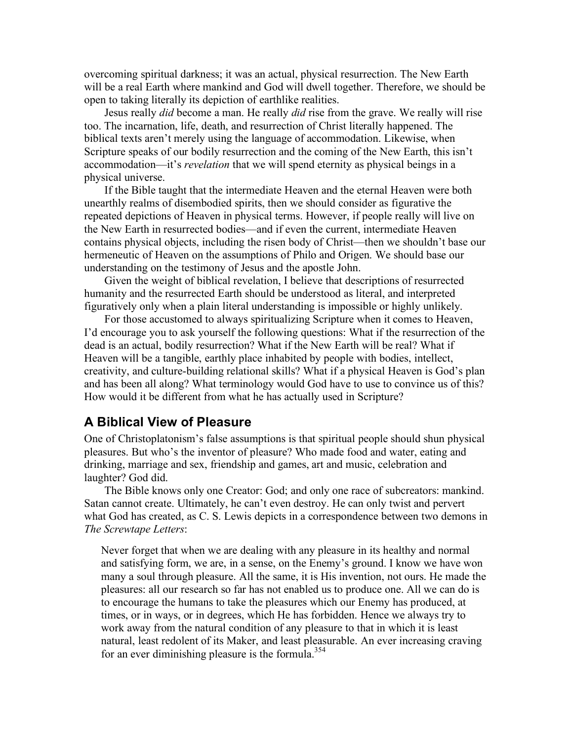overcoming spiritual darkness; it was an actual, physical resurrection. The New Earth will be a real Earth where mankind and God will dwell together. Therefore, we should be open to taking literally its depiction of earthlike realities.

Jesus really *did* become a man. He really *did* rise from the grave. We really will rise too. The incarnation, life, death, and resurrection of Christ literally happened. The biblical texts aren't merely using the language of accommodation. Likewise, when Scripture speaks of our bodily resurrection and the coming of the New Earth, this isn't accommodation—it's *revelation* that we will spend eternity as physical beings in a physical universe.

If the Bible taught that the intermediate Heaven and the eternal Heaven were both unearthly realms of disembodied spirits, then we should consider as figurative the repeated depictions of Heaven in physical terms. However, if people really will live on the New Earth in resurrected bodies—and if even the current, intermediate Heaven contains physical objects, including the risen body of Christ—then we shouldn't base our hermeneutic of Heaven on the assumptions of Philo and Origen. We should base our understanding on the testimony of Jesus and the apostle John.

Given the weight of biblical revelation, I believe that descriptions of resurrected humanity and the resurrected Earth should be understood as literal, and interpreted figuratively only when a plain literal understanding is impossible or highly unlikely.

For those accustomed to always spiritualizing Scripture when it comes to Heaven, I'd encourage you to ask yourself the following questions: What if the resurrection of the dead is an actual, bodily resurrection? What if the New Earth will be real? What if Heaven will be a tangible, earthly place inhabited by people with bodies, intellect, creativity, and culture-building relational skills? What if a physical Heaven is God's plan and has been all along? What terminology would God have to use to convince us of this? How would it be different from what he has actually used in Scripture?

## A Biblical View of Pleasure

One of Christoplatonism's false assumptions is that spiritual people should shun physical pleasures. But who's the inventor of pleasure? Who made food and water, eating and drinking, marriage and sex, friendship and games, art and music, celebration and laughter? God did.

The Bible knows only one Creator: God; and only one race of subcreators: mankind. Satan cannot create. Ultimately, he can't even destroy. He can only twist and pervert what God has created, as C. S. Lewis depicts in a correspondence between two demons in *The Screwtape Letters*:

> Never forget that when we are dealing with any pleasure in its healthy and normal and satisfying form, we are, in a sense, on the Enemy's ground. I know we have won many a soul through pleasure. All the same, it is His invention, not ours. He made the pleasures: all our research so far has not enabled us to produce one. All we can do is to encourage the humans to take the pleasures which our Enemy has produced, at times, or in ways, or in degrees, which He has forbidden. Hence we always try to work away from the natural condition of any pleasure to that in which it is least natural, least redolent of its Maker, and least pleasurable. An ever increasing craving for an ever diminishing pleasure is the formula.[354]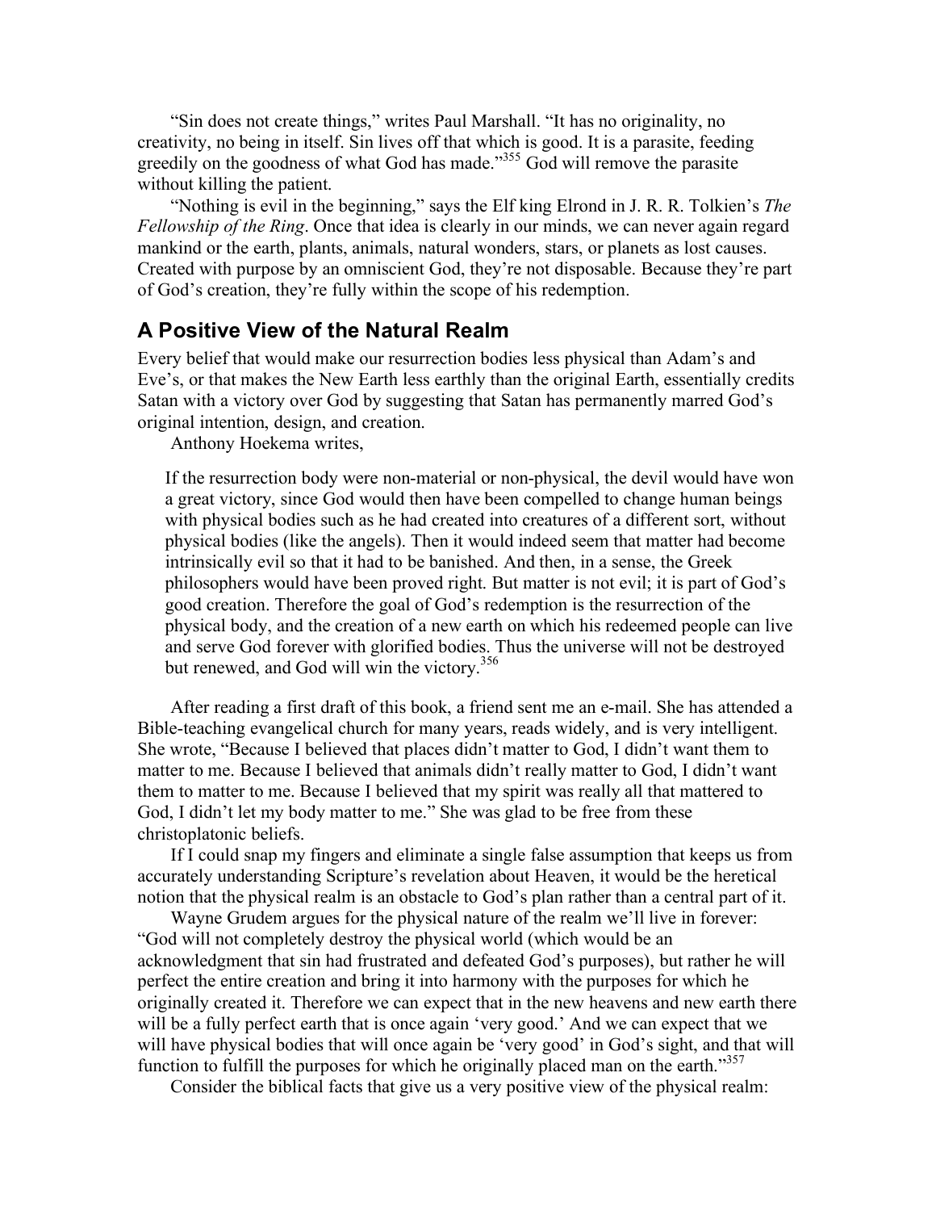"Sin does not create things," writes Paul Marshall. "It has no originality, no creativity, no being in itself. Sin lives off that which is good. It is a parasite, feeding greedily on the goodness of what God has made."[355] God will remove the parasite without killing the patient.

"Nothing is evil in the beginning," says the Elf king Elrond in J. R. R. Tolkien's *The Fellowship of the Ring*. Once that idea is clearly in our minds, we can never again regard mankind or the earth, plants, animals, natural wonders, stars, or planets as lost causes. Created with purpose by an omniscient God, they're not disposable. Because they're part of God's creation, they're fully within the scope of his redemption.

## A Positive View of the Natural Realm

Every belief that would make our resurrection bodies less physical than Adam's and Eve's, or that makes the New Earth less earthly than the original Earth, essentially credits Satan with a victory over God by suggesting that Satan has permanently marred God's original intention, design, and creation.

Anthony Hoekema writes,

> If the resurrection body were non-material or non-physical, the devil would have won a great victory, since God would then have been compelled to change human beings with physical bodies such as he had created into creatures of a different sort, without physical bodies (like the angels). Then it would indeed seem that matter had become intrinsically evil so that it had to be banished. And then, in a sense, the Greek philosophers would have been proved right. But matter is not evil; it is part of God's good creation. Therefore the goal of God's redemption is the resurrection of the physical body, and the creation of a new earth on which his redeemed people can live and serve God forever with glorified bodies. Thus the universe will not be destroyed but renewed, and God will win the victory.[356]

After reading a first draft of this book, a friend sent me an e-mail. She has attended a Bible-teaching evangelical church for many years, reads widely, and is very intelligent. She wrote, "Because I believed that places didn't matter to God, I didn't want them to matter to me. Because I believed that animals didn't really matter to God, I didn't want them to matter to me. Because I believed that my spirit was really all that mattered to God, I didn't let my body matter to me." She was glad to be free from these christoplatonic beliefs.

If I could snap my fingers and eliminate a single false assumption that keeps us from accurately understanding Scripture's revelation about Heaven, it would be the heretical notion that the physical realm is an obstacle to God's plan rather than a central part of it.

Wayne Grudem argues for the physical nature of the realm we'll live in forever: "God will not completely destroy the physical world (which would be an acknowledgment that sin had frustrated and defeated God's purposes), but rather he will perfect the entire creation and bring it into harmony with the purposes for which he originally created it. Therefore we can expect that in the new heavens and new earth there will be a fully perfect earth that is once again 'very good.' And we can expect that we will have physical bodies that will once again be 'very good' in God's sight, and that will function to fulfill the purposes for which he originally placed man on the earth."[357]

Consider the biblical facts that give us a very positive view of the physical realm: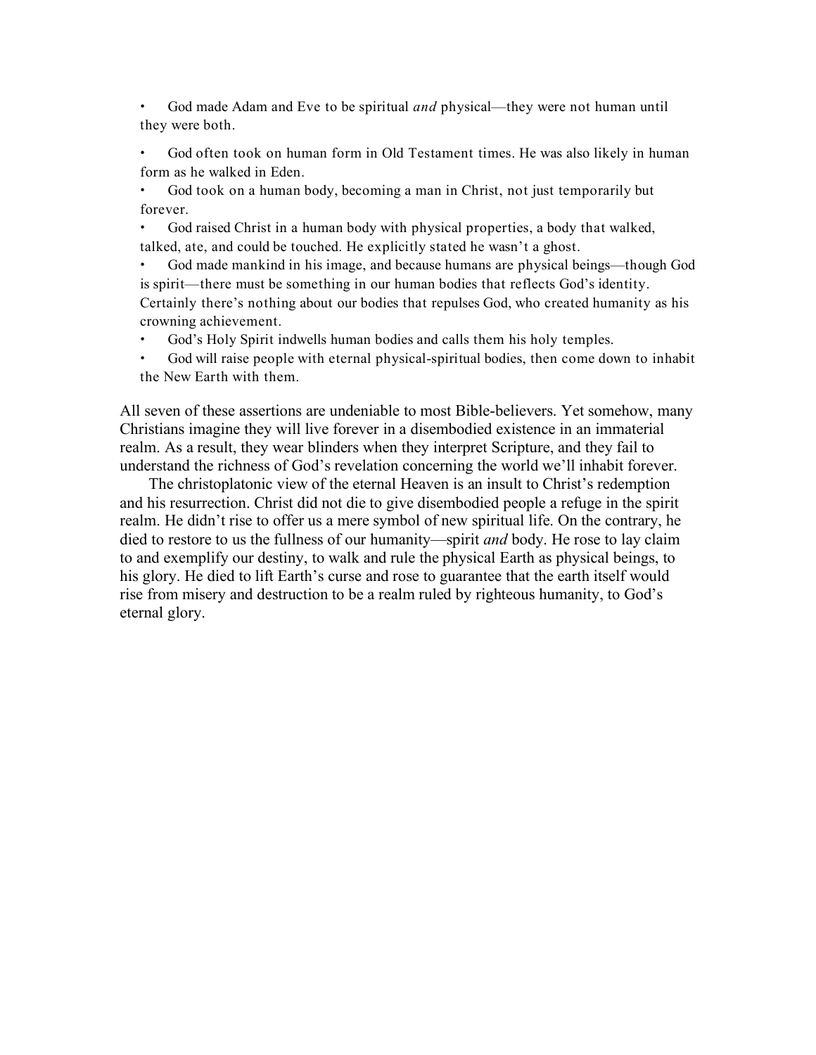- God made Adam and Eve to be spiritual *and* physical—they were not human until they were both.
- God often took on human form in Old Testament times. He was also likely in human form as he walked in Eden.
- God took on a human body, becoming a man in Christ, not just temporarily but forever.
- God raised Christ in a human body with physical properties, a body that walked, talked, ate, and could be touched. He explicitly stated he wasn't a ghost.
- God made mankind in his image, and because humans are physical beings—though God is spirit—there must be something in our human bodies that reflects God's identity. Certainly there's nothing about our bodies that repulses God, who created humanity as his crowning achievement.
- God's Holy Spirit indwells human bodies and calls them his holy temples.
- God will raise people with eternal physical-spiritual bodies, then come down to inhabit the New Earth with them.

All seven of these assertions are undeniable to most Bible-believers. Yet somehow, many Christians imagine they will live forever in a disembodied existence in an immaterial realm. As a result, they wear blinders when they interpret Scripture, and they fail to understand the richness of God's revelation concerning the world we'll inhabit forever.

The christoplatonic view of the eternal Heaven is an insult to Christ's redemption and his resurrection. Christ did not die to give disembodied people a refuge in the spirit realm. He didn't rise to offer us a mere symbol of new spiritual life. On the contrary, he died to restore to us the fullness of our humanity—spirit *and* body. He rose to lay claim to and exemplify our destiny, to walk and rule the physical Earth as physical beings, to his glory. He died to lift Earth's curse and rose to guarantee that the earth itself would rise from misery and destruction to be a realm ruled by righteous humanity, to God's eternal glory.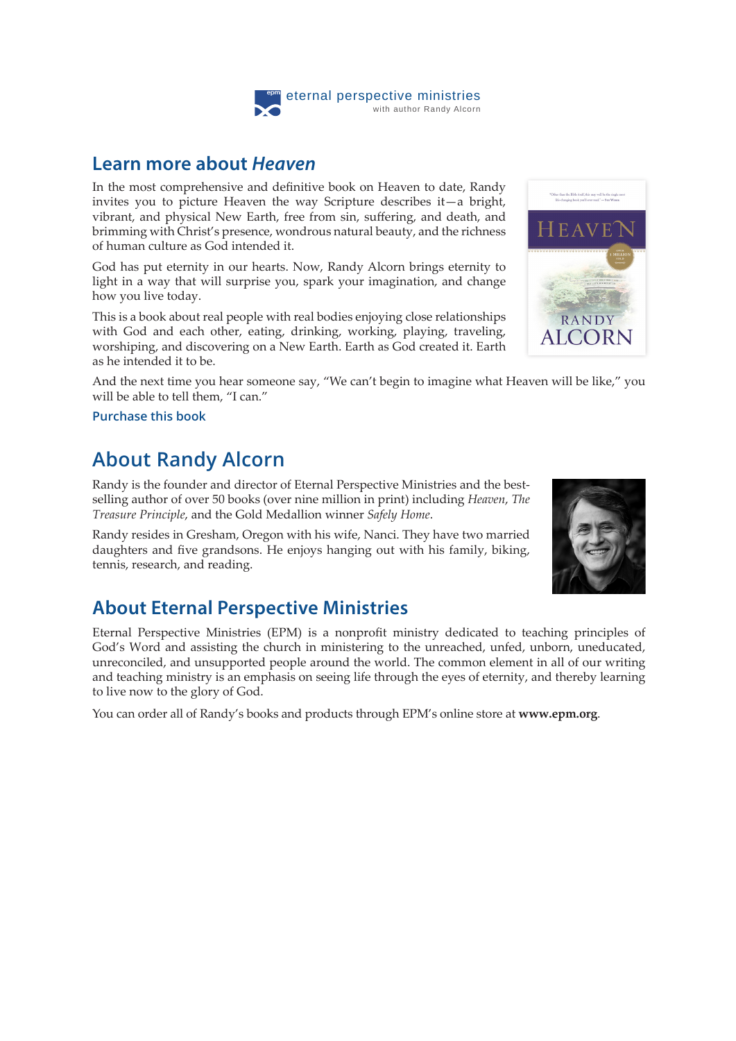eternal perspective ministries
with author Randy Alcorn

## Learn more about *Heaven*

In the most comprehensive and definitive book on Heaven to date, Randy invites you to picture Heaven the way Scripture describes it—a bright, vibrant, and physical New Earth, free from sin, suffering, and death, and brimming with Christ's presence, wondrous natural beauty, and the richness of human culture as God intended it.

God has put eternity in our hearts. Now, Randy Alcorn brings eternity to light in a way that will surprise you, spark your imagination, and change how you live today.

This is a book about real people with real bodies enjoying close relationships with God and each other, eating, drinking, working, playing, traveling, worshiping, and discovering on a New Earth. Earth as God created it. Earth as he intended it to be.

And the next time you hear someone say, "We can't begin to imagine what Heaven will be like," you will be able to tell them, "I can."

Purchase this book

## About Randy Alcorn

Randy is the founder and director of Eternal Perspective Ministries and the best-selling author of over 50 books (over nine million in print) including *Heaven*, *The Treasure Principle*, and the Gold Medallion winner *Safely Home*.

Randy resides in Gresham, Oregon with his wife, Nanci. They have two married daughters and five grandsons. He enjoys hanging out with his family, biking, tennis, research, and reading.

## About Eternal Perspective Ministries

Eternal Perspective Ministries (EPM) is a nonprofit ministry dedicated to teaching principles of God's Word and assisting the church in ministering to the unreached, unfed, unborn, uneducated, unreconciled, and unsupported people around the world. The common element in all of our writing and teaching ministry is an emphasis on seeing life through the eyes of eternity, and thereby learning to live now to the glory of God.

You can order all of Randy's books and products through EPM's online store at **www.epm.org**.